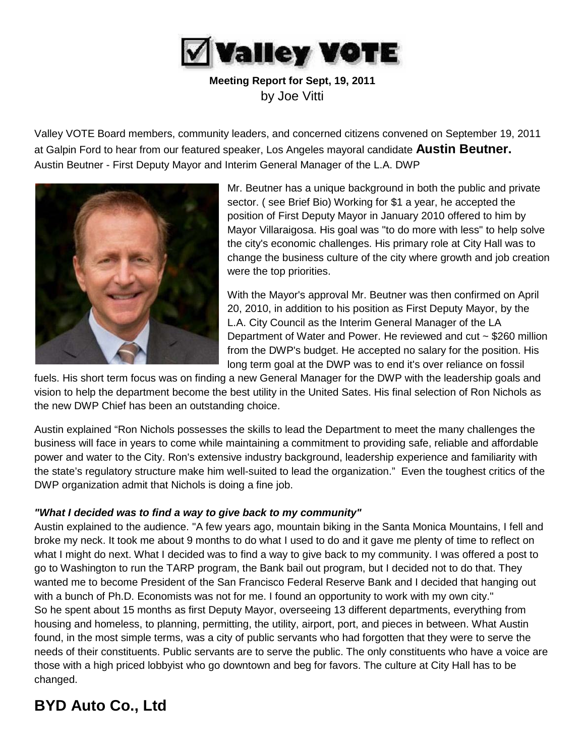# Valley VOTE

**Meeting Report for Sept, 19, 2011**
by Joe Vitti

Valley VOTE Board members, community leaders, and concerned citizens convened on September 19, 2011 at Galpin Ford to hear from our featured speaker, Los Angeles mayoral candidate **Austin Beutner.**
Austin Beutner - First Deputy Mayor and Interim General Manager of the L.A. DWP

Mr. Beutner has a unique background in both the public and private sector. ( see Brief Bio) Working for $1 a year, he accepted the position of First Deputy Mayor in January 2010 offered to him by Mayor Villaraigosa. His goal was "to do more with less" to help solve the city's economic challenges. His primary role at City Hall was to change the business culture of the city where growth and job creation were the top priorities.

With the Mayor's approval Mr. Beutner was then confirmed on April 20, 2010, in addition to his position as First Deputy Mayor, by the L.A. City Council as the Interim General Manager of the LA Department of Water and Power. He reviewed and cut ~ $260 million from the DWP's budget. He accepted no salary for the position. His long term goal at the DWP was to end it's over reliance on fossil fuels. His short term focus was on finding a new General Manager for the DWP with the leadership goals and vision to help the department become the best utility in the United Sates. His final selection of Ron Nichols as the new DWP Chief has been an outstanding choice.

Austin explained "Ron Nichols possesses the skills to lead the Department to meet the many challenges the business will face in years to come while maintaining a commitment to providing safe, reliable and affordable power and water to the City. Ron's extensive industry background, leadership experience and familiarity with the state's regulatory structure make him well-suited to lead the organization." Even the toughest critics of the DWP organization admit that Nichols is doing a fine job.

***"What I decided was to find a way to give back to my community"***

Austin explained to the audience. "A few years ago, mountain biking in the Santa Monica Mountains, I fell and broke my neck. It took me about 9 months to do what I used to do and it gave me plenty of time to reflect on what I might do next. What I decided was to find a way to give back to my community. I was offered a post to go to Washington to run the TARP program, the Bank bail out program, but I decided not to do that. They wanted me to become President of the San Francisco Federal Reserve Bank and I decided that hanging out with a bunch of Ph.D. Economists was not for me. I found an opportunity to work with my own city."
So he spent about 15 months as first Deputy Mayor, overseeing 13 different departments, everything from housing and homeless, to planning, permitting, the utility, airport, port, and pieces in between. What Austin found, in the most simple terms, was a city of public servants who had forgotten that they were to serve the needs of their constituents. Public servants are to serve the public. The only constituents who have a voice are those with a high priced lobbyist who go downtown and beg for favors. The culture at City Hall has to be changed.

## BYD Auto Co., Ltd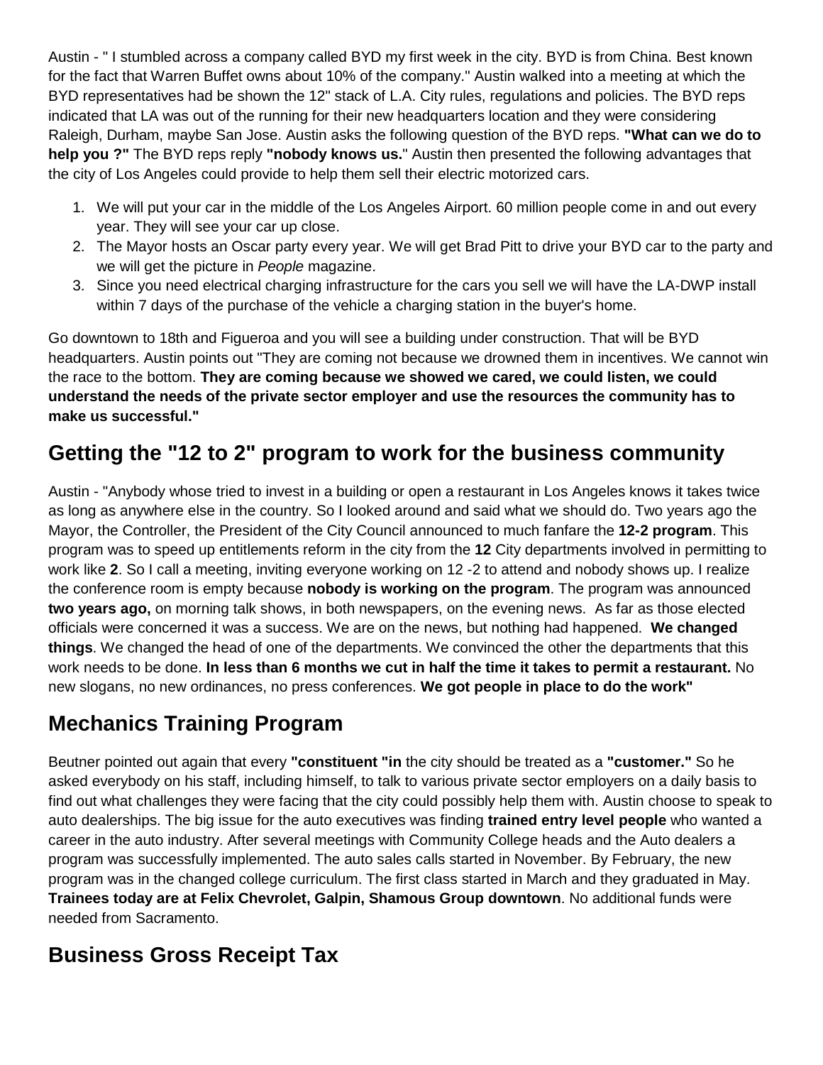Austin - " I stumbled across a company called BYD my first week in the city. BYD is from China. Best known for the fact that Warren Buffet owns about 10% of the company." Austin walked into a meeting at which the BYD representatives had be shown the 12" stack of L.A. City rules, regulations and policies. The BYD reps indicated that LA was out of the running for their new headquarters location and they were considering Raleigh, Durham, maybe San Jose. Austin asks the following question of the BYD reps. **"What can we do to help you ?"** The BYD reps reply **"nobody knows us.**" Austin then presented the following advantages that the city of Los Angeles could provide to help them sell their electric motorized cars.

1. We will put your car in the middle of the Los Angeles Airport. 60 million people come in and out every year. They will see your car up close.
2. The Mayor hosts an Oscar party every year. We will get Brad Pitt to drive your BYD car to the party and we will get the picture in *People* magazine.
3. Since you need electrical charging infrastructure for the cars you sell we will have the LA-DWP install within 7 days of the purchase of the vehicle a charging station in the buyer's home.

Go downtown to 18th and Figueroa and you will see a building under construction. That will be BYD headquarters. Austin points out "They are coming not because we drowned them in incentives. We cannot win the race to the bottom. **They are coming because we showed we cared, we could listen, we could understand the needs of the private sector employer and use the resources the community has to make us successful."**

## Getting the "12 to 2" program to work for the business community

Austin - "Anybody whose tried to invest in a building or open a restaurant in Los Angeles knows it takes twice as long as anywhere else in the country. So I looked around and said what we should do. Two years ago the Mayor, the Controller, the President of the City Council announced to much fanfare the **12-2 program**. This program was to speed up entitlements reform in the city from the **12** City departments involved in permitting to work like **2**. So I call a meeting, inviting everyone working on 12 -2 to attend and nobody shows up. I realize the conference room is empty because **nobody is working on the program**. The program was announced **two years ago,** on morning talk shows, in both newspapers, on the evening news. As far as those elected officials were concerned it was a success. We are on the news, but nothing had happened. **We changed things**. We changed the head of one of the departments. We convinced the other the departments that this work needs to be done. **In less than 6 months we cut in half the time it takes to permit a restaurant.** No new slogans, no new ordinances, no press conferences. **We got people in place to do the work"**

## Mechanics Training Program

Beutner pointed out again that every **"constituent "in** the city should be treated as a **"customer."** So he asked everybody on his staff, including himself, to talk to various private sector employers on a daily basis to find out what challenges they were facing that the city could possibly help them with. Austin choose to speak to auto dealerships. The big issue for the auto executives was finding **trained entry level people** who wanted a career in the auto industry. After several meetings with Community College heads and the Auto dealers a program was successfully implemented. The auto sales calls started in November. By February, the new program was in the changed college curriculum. The first class started in March and they graduated in May. **Trainees today are at Felix Chevrolet, Galpin, Shamous Group downtown**. No additional funds were needed from Sacramento.

## Business Gross Receipt Tax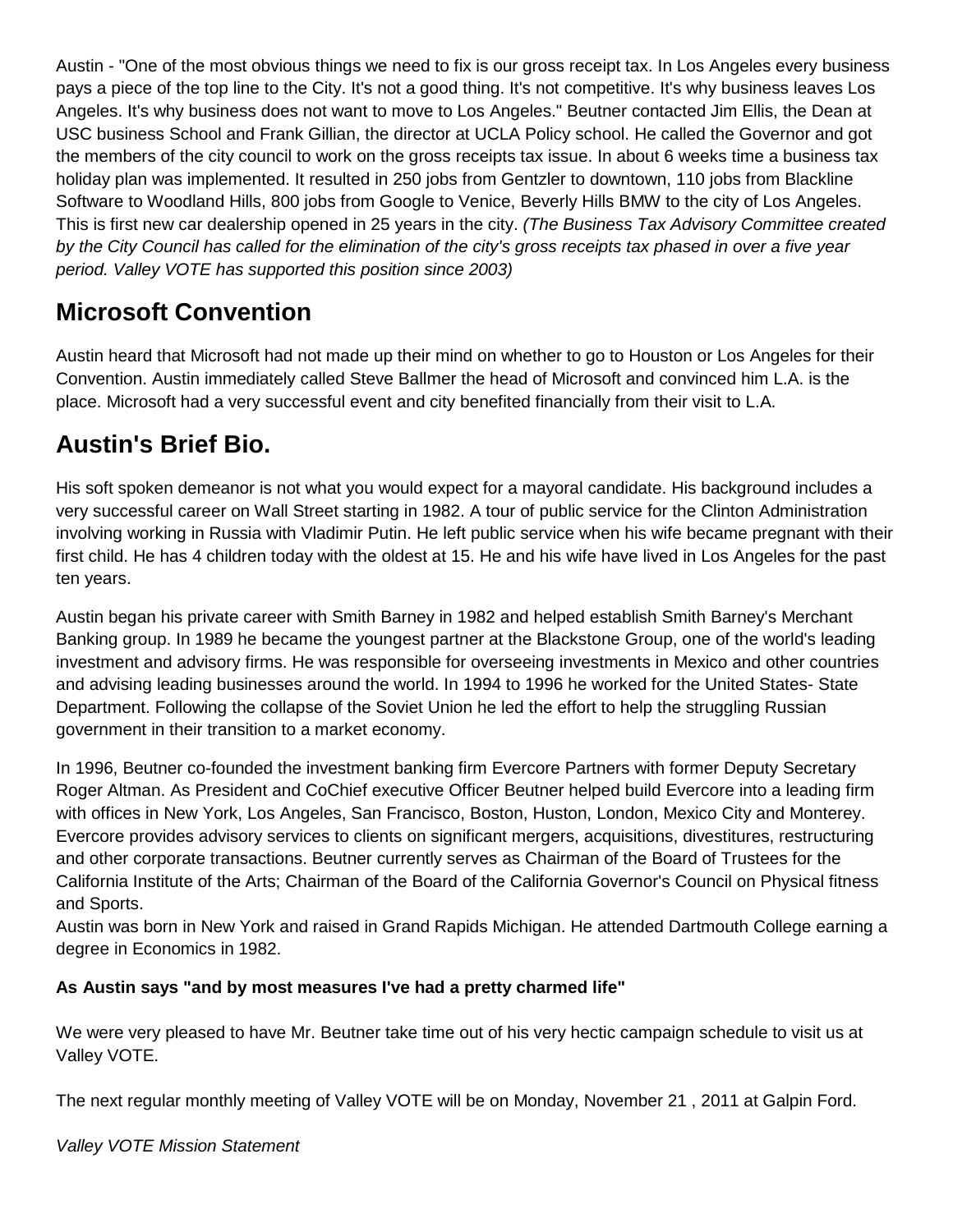Austin - "One of the most obvious things we need to fix is our gross receipt tax. In Los Angeles every business pays a piece of the top line to the City. It's not a good thing. It's not competitive. It's why business leaves Los Angeles. It's why business does not want to move to Los Angeles." Beutner contacted Jim Ellis, the Dean at USC business School and Frank Gillian, the director at UCLA Policy school. He called the Governor and got the members of the city council to work on the gross receipts tax issue. In about 6 weeks time a business tax holiday plan was implemented. It resulted in 250 jobs from Gentzler to downtown, 110 jobs from Blackline Software to Woodland Hills, 800 jobs from Google to Venice, Beverly Hills BMW to the city of Los Angeles. This is first new car dealership opened in 25 years in the city. *(The Business Tax Advisory Committee created by the City Council has called for the elimination of the city's gross receipts tax phased in over a five year period. Valley VOTE has supported this position since 2003)*

## Microsoft Convention

Austin heard that Microsoft had not made up their mind on whether to go to Houston or Los Angeles for their Convention. Austin immediately called Steve Ballmer the head of Microsoft and convinced him L.A. is the place. Microsoft had a very successful event and city benefited financially from their visit to L.A.

## Austin's Brief Bio.

His soft spoken demeanor is not what you would expect for a mayoral candidate. His background includes a very successful career on Wall Street starting in 1982. A tour of public service for the Clinton Administration involving working in Russia with Vladimir Putin. He left public service when his wife became pregnant with their first child. He has 4 children today with the oldest at 15. He and his wife have lived in Los Angeles for the past ten years.

Austin began his private career with Smith Barney in 1982 and helped establish Smith Barney's Merchant Banking group. In 1989 he became the youngest partner at the Blackstone Group, one of the world's leading investment and advisory firms. He was responsible for overseeing investments in Mexico and other countries and advising leading businesses around the world. In 1994 to 1996 he worked for the United States- State Department. Following the collapse of the Soviet Union he led the effort to help the struggling Russian government in their transition to a market economy.

In 1996, Beutner co-founded the investment banking firm Evercore Partners with former Deputy Secretary Roger Altman. As President and CoChief executive Officer Beutner helped build Evercore into a leading firm with offices in New York, Los Angeles, San Francisco, Boston, Huston, London, Mexico City and Monterey. Evercore provides advisory services to clients on significant mergers, acquisitions, divestitures, restructuring and other corporate transactions. Beutner currently serves as Chairman of the Board of Trustees for the California Institute of the Arts; Chairman of the Board of the California Governor's Council on Physical fitness and Sports.
Austin was born in New York and raised in Grand Rapids Michigan. He attended Dartmouth College earning a degree in Economics in 1982.

**As Austin says "and by most measures I've had a pretty charmed life"**

We were very pleased to have Mr. Beutner take time out of his very hectic campaign schedule to visit us at Valley VOTE.

The next regular monthly meeting of Valley VOTE will be on Monday, November 21 , 2011 at Galpin Ford.

*Valley VOTE Mission Statement*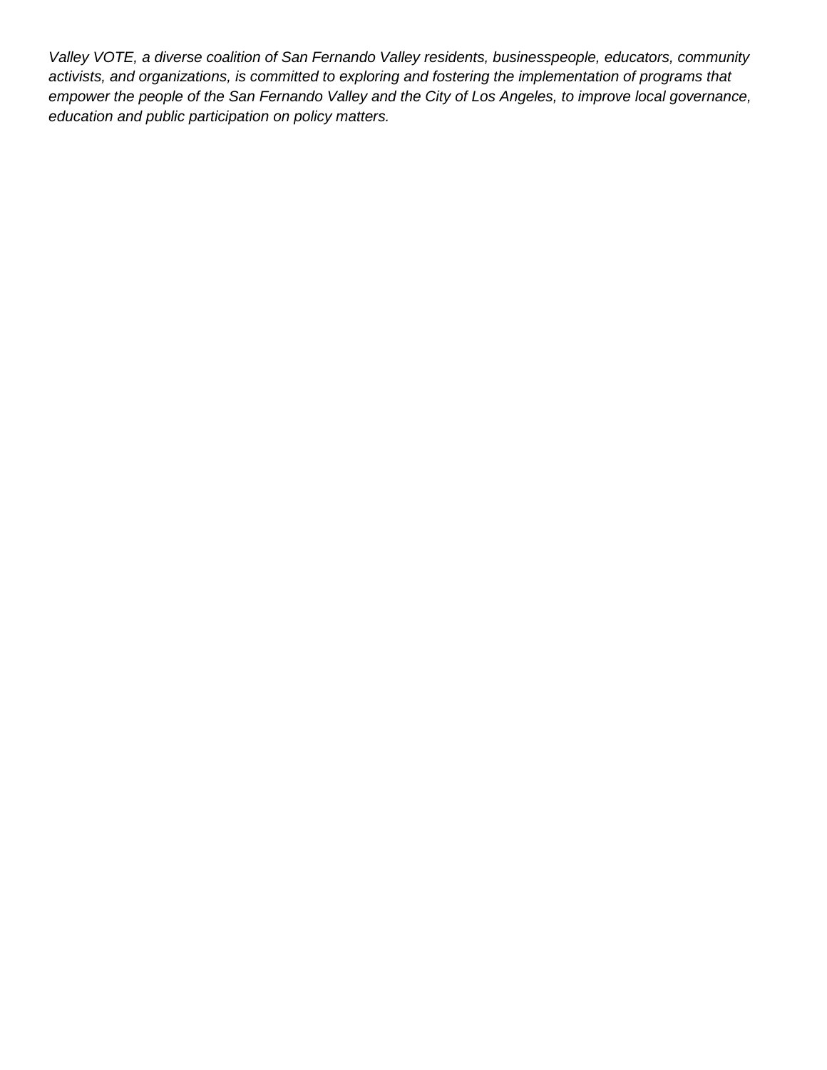*Valley VOTE, a diverse coalition of San Fernando Valley residents, businesspeople, educators, community activists, and organizations, is committed to exploring and fostering the implementation of programs that empower the people of the San Fernando Valley and the City of Los Angeles, to improve local governance, education and public participation on policy matters.*